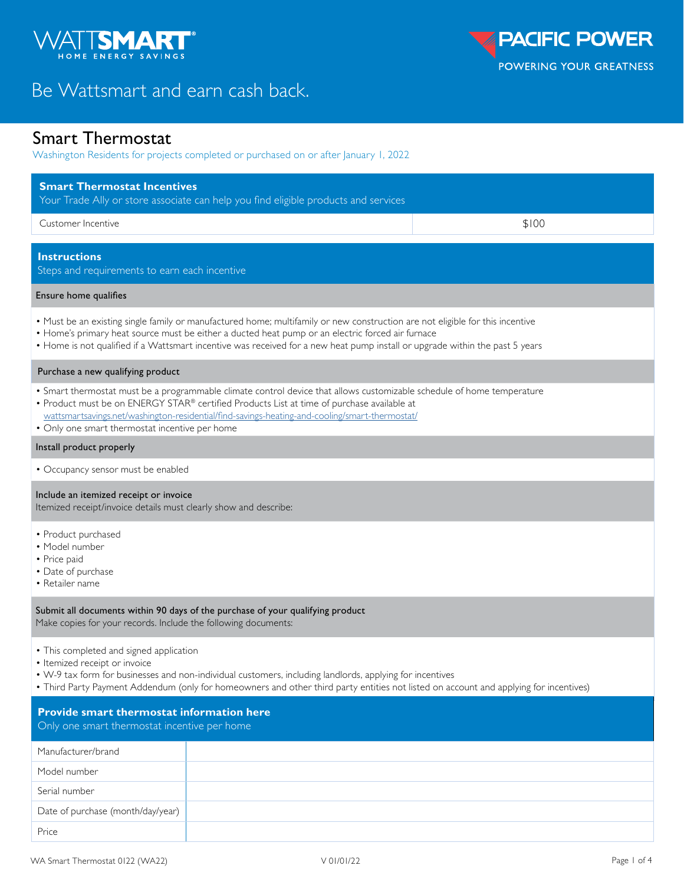WATTSMART® HOME ENERGY SAVINGS

PACIFIC POWER — POWERING YOUR GREATNESS

# Be Wattsmart and earn cash back.

## Smart Thermostat

Washington Residents for projects completed or purchased on or after January 1, 2022

### Smart Thermostat Incentives

Your Trade Ally or store associate can help you find eligible products and services

| Customer Incentive | $100 |
|---|---|

### Instructions

Steps and requirements to earn each incentive

**Ensure home qualifies**

- Must be an existing single family or manufactured home; multifamily or new construction are not eligible for this incentive
- Home's primary heat source must be either a ducted heat pump or an electric forced air furnace
- Home is not qualified if a Wattsmart incentive was received for a new heat pump install or upgrade within the past 5 years

**Purchase a new qualifying product**

- Smart thermostat must be a programmable climate control device that allows customizable schedule of home temperature
- Product must be on ENERGY STAR® certified Products List at time of purchase available at wattsmartsavings.net/washington-residential/find-savings-heating-and-cooling/smart-thermostat/
- Only one smart thermostat incentive per home

**Install product properly**

- Occupancy sensor must be enabled

**Include an itemized receipt or invoice**

Itemized receipt/invoice details must clearly show and describe:

- Product purchased
- Model number
- Price paid
- Date of purchase
- Retailer name

**Submit all documents within 90 days of the purchase of your qualifying product**

Make copies for your records. Include the following documents:

- This completed and signed application
- Itemized receipt or invoice
- W-9 tax form for businesses and non-individual customers, including landlords, applying for incentives
- Third Party Payment Addendum (only for homeowners and other third party entities not listed on account and applying for incentives)

### Provide smart thermostat information here

Only one smart thermostat incentive per home

| Manufacturer/brand | |
|---|---|
| Model number | |
| Serial number | |
| Date of purchase (month/day/year) | |
| Price | |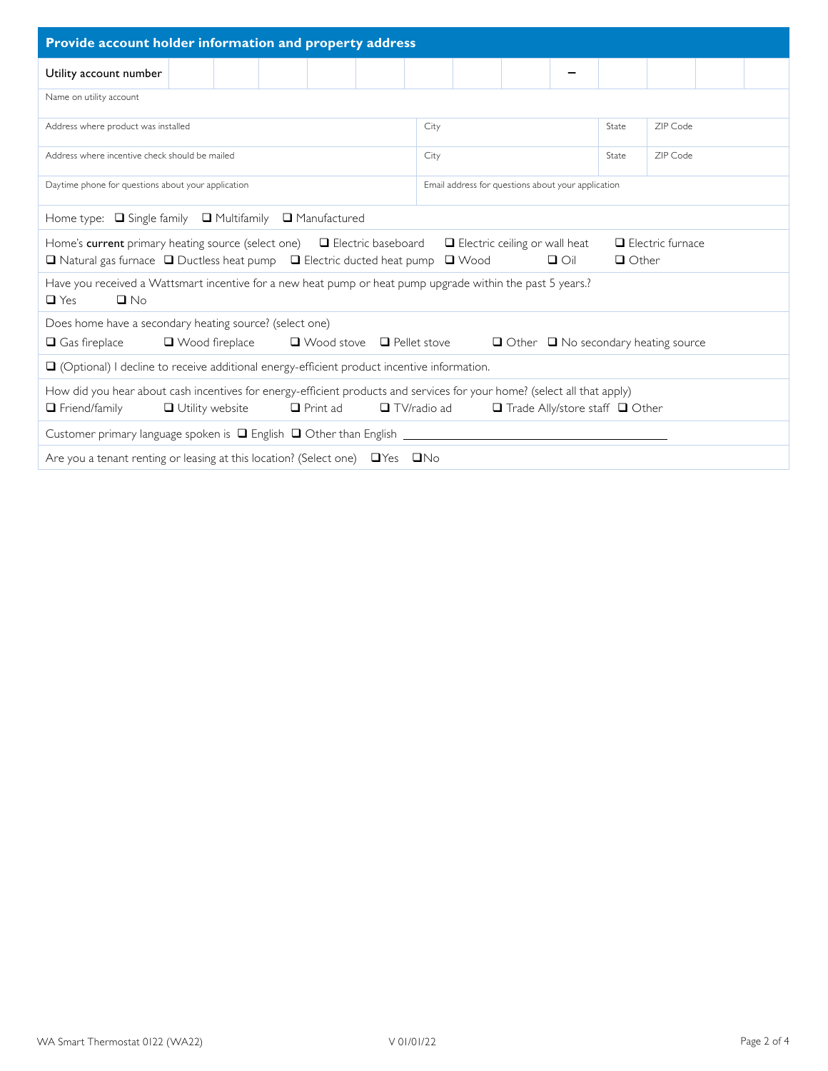## Provide account holder information and property address

| Utility account number | | | | | | | | | – | | | | |
|---|---|---|---|---|---|---|---|---|---|---|---|---|---|

| Name on utility account | | | |
|---|---|---|---|
| Address where product was installed | City | State | ZIP Code |
| Address where incentive check should be mailed | City | State | ZIP Code |
| Daytime phone for questions about your application | Email address for questions about your application | | |

Home type: ❑ Single family ❑ Multifamily ❑ Manufactured

Home's **current** primary heating source (select one) ❑ Electric baseboard ❑ Electric ceiling or wall heat ❑ Electric furnace ❑ Natural gas furnace ❑ Ductless heat pump ❑ Electric ducted heat pump ❑ Wood ❑ Oil ❑ Other

Have you received a Wattsmart incentive for a new heat pump or heat pump upgrade within the past 5 years.?
❑ Yes ❑ No

Does home have a secondary heating source? (select one)
❑ Gas fireplace ❑ Wood fireplace ❑ Wood stove ❑ Pellet stove ❑ Other ❑ No secondary heating source

❑ (Optional) I decline to receive additional energy-efficient product incentive information.

How did you hear about cash incentives for energy-efficient products and services for your home? (select all that apply)
❑ Friend/family ❑ Utility website ❑ Print ad ❑ TV/radio ad ❑ Trade Ally/store staff ❑ Other

Customer primary language spoken is ❑ English ❑ Other than English ______________________________

Are you a tenant renting or leasing at this location? (Select one) ❑Yes ❑No

WA Smart Thermostat 0122 (WA22) V 01/01/22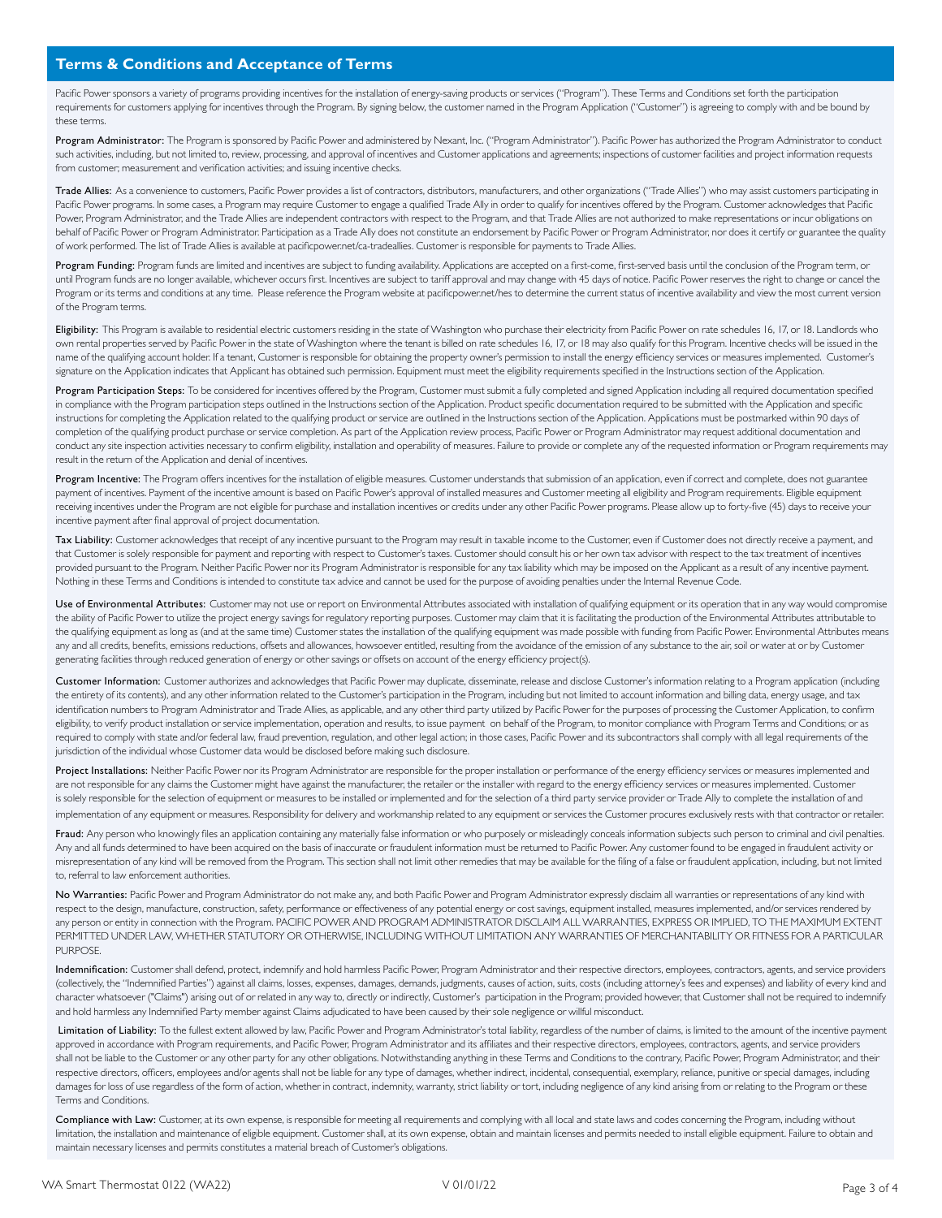## Terms & Conditions and Acceptance of Terms

Pacific Power sponsors a variety of programs providing incentives for the installation of energy-saving products or services ("Program"). These Terms and Conditions set forth the participation requirements for customers applying for incentives through the Program. By signing below, the customer named in the Program Application ("Customer") is agreeing to comply with and be bound by these terms.

**Program Administrator:** The Program is sponsored by Pacific Power and administered by Nexant, Inc. ("Program Administrator"). Pacific Power has authorized the Program Administrator to conduct such activities, including, but not limited to, review, processing, and approval of incentives and Customer applications and agreements; inspections of customer facilities and project information requests from customer; measurement and verification activities; and issuing incentive checks.

**Trade Allies:** As a convenience to customers, Pacific Power provides a list of contractors, distributors, manufacturers, and other organizations ("Trade Allies") who may assist customers participating in Pacific Power programs. In some cases, a Program may require Customer to engage a qualified Trade Ally in order to qualify for incentives offered by the Program. Customer acknowledges that Pacific Power, Program Administrator, and the Trade Allies are independent contractors with respect to the Program, and that Trade Allies are not authorized to make representations or incur obligations on behalf of Pacific Power or Program Administrator. Participation as a Trade Ally does not constitute an endorsement by Pacific Power or Program Administrator, nor does it certify or guarantee the quality of work performed. The list of Trade Allies is available at pacificpower.net/ca-tradeallies. Customer is responsible for payments to Trade Allies.

**Program Funding:** Program funds are limited and incentives are subject to funding availability. Applications are accepted on a first-come, first-served basis until the conclusion of the Program term, or until Program funds are no longer available, whichever occurs first. Incentives are subject to tariff approval and may change with 45 days of notice. Pacific Power reserves the right to change or cancel the Program or its terms and conditions at any time. Please reference the Program website at pacificpower.net/hes to determine the current status of incentive availability and view the most current version of the Program terms.

**Eligibility:** This Program is available to residential electric customers residing in the state of Washington who purchase their electricity from Pacific Power on rate schedules 16, 17, or 18. Landlords who own rental properties served by Pacific Power in the state of Washington where the tenant is billed on rate schedules 16, 17, or 18 may also qualify for this Program. Incentive checks will be issued in the name of the qualifying account holder. If a tenant, Customer is responsible for obtaining the property owner's permission to install the energy efficiency services or measures implemented. Customer's signature on the Application indicates that Applicant has obtained such permission. Equipment must meet the eligibility requirements specified in the Instructions section of the Application.

**Program Participation Steps:** To be considered for incentives offered by the Program, Customer must submit a fully completed and signed Application including all required documentation specified in compliance with the Program participation steps outlined in the Instructions section of the Application. Product specific documentation required to be submitted with the Application and specific instructions for completing the Application related to the qualifying product or service are outlined in the Instructions section of the Application. Applications must be postmarked within 90 days of completion of the qualifying product purchase or service completion. As part of the Application review process, Pacific Power or Program Administrator may request additional documentation and conduct any site inspection activities necessary to confirm eligibility, installation and operability of measures. Failure to provide or complete any of the requested information or Program requirements may result in the return of the Application and denial of incentives.

**Program Incentive:** The Program offers incentives for the installation of eligible measures. Customer understands that submission of an application, even if correct and complete, does not guarantee payment of incentives. Payment of the incentive amount is based on Pacific Power's approval of installed measures and Customer meeting all eligibility and Program requirements. Eligible equipment receiving incentives under the Program are not eligible for purchase and installation incentives or credits under any other Pacific Power programs. Please allow up to forty-five (45) days to receive your incentive payment after final approval of project documentation.

**Tax Liability:** Customer acknowledges that receipt of any incentive pursuant to the Program may result in taxable income to the Customer, even if Customer does not directly receive a payment, and that Customer is solely responsible for payment and reporting with respect to Customer's taxes. Customer should consult his or her own tax advisor with respect to the tax treatment of incentives provided pursuant to the Program. Neither Pacific Power nor its Program Administrator is responsible for any tax liability which may be imposed on the Applicant as a result of any incentive payment. Nothing in these Terms and Conditions is intended to constitute tax advice and cannot be used for the purpose of avoiding penalties under the Internal Revenue Code.

**Use of Environmental Attributes:** Customer may not use or report on Environmental Attributes associated with installation of qualifying equipment or its operation that in any way would compromise the ability of Pacific Power to utilize the project energy savings for regulatory reporting purposes. Customer may claim that it is facilitating the production of the Environmental Attributes attributable to the qualifying equipment as long as (and at the same time) Customer states the installation of the qualifying equipment was made possible with funding from Pacific Power. Environmental Attributes means any and all credits, benefits, emissions reductions, offsets and allowances, howsoever entitled, resulting from the avoidance of the emission of any substance to the air, soil or water at or by Customer generating facilities through reduced generation of energy or other savings or offsets on account of the energy efficiency project(s).

**Customer Information:** Customer authorizes and acknowledges that Pacific Power may duplicate, disseminate, release and disclose Customer's information relating to a Program application (including the entirety of its contents), and any other information related to the Customer's participation in the Program, including but not limited to account information and billing data, energy usage, and tax identification numbers to Program Administrator and Trade Allies, as applicable, and any other third party utilized by Pacific Power for the purposes of processing the Customer Application, to confirm eligibility, to verify product installation or service implementation, operation and results, to issue payment on behalf of the Program, to monitor compliance with Program Terms and Conditions; or as required to comply with state and/or federal law, fraud prevention, regulation, and other legal action; in those cases, Pacific Power and its subcontractors shall comply with all legal requirements of the jurisdiction of the individual whose Customer data would be disclosed before making such disclosure.

**Project Installations:** Neither Pacific Power nor its Program Administrator are responsible for the proper installation or performance of the energy efficiency services or measures implemented and are not responsible for any claims the Customer might have against the manufacturer, the retailer or the installer with regard to the energy efficiency services or measures implemented. Customer is solely responsible for the selection of equipment or measures to be installed or implemented and for the selection of a third party service provider or Trade Ally to complete the installation of and implementation of any equipment or measures. Responsibility for delivery and workmanship related to any equipment or services the Customer procures exclusively rests with that contractor or retailer.

**Fraud:** Any person who knowingly files an application containing any materially false information or who purposely or misleadingly conceals information subjects such person to criminal and civil penalties. Any and all funds determined to have been acquired on the basis of inaccurate or fraudulent information must be returned to Pacific Power. Any customer found to be engaged in fraudulent activity or misrepresentation of any kind will be removed from the Program. This section shall not limit other remedies that may be available for the filing of a false or fraudulent application, including, but not limited to, referral to law enforcement authorities.

**No Warranties:** Pacific Power and Program Administrator do not make any, and both Pacific Power and Program Administrator expressly disclaim all warranties or representations of any kind with respect to the design, manufacture, construction, safety, performance or effectiveness of any potential energy or cost savings, equipment installed, measures implemented, and/or services rendered by any person or entity in connection with the Program. PACIFIC POWER AND PROGRAM ADMINISTRATOR DISCLAIM ALL WARRANTIES, EXPRESS OR IMPLIED, TO THE MAXIMUM EXTENT PERMITTED UNDER LAW, WHETHER STATUTORY OR OTHERWISE, INCLUDING WITHOUT LIMITATION ANY WARRANTIES OF MERCHANTABILITY OR FITNESS FOR A PARTICULAR PURPOSE.

**Indemnification:** Customer shall defend, protect, indemnify and hold harmless Pacific Power, Program Administrator and their respective directors, employees, contractors, agents, and service providers (collectively, the "Indemnified Parties") against all claims, losses, expenses, damages, demands, judgments, causes of action, suits, costs (including attorney's fees and expenses) and liability of every kind and character whatsoever ("Claims") arising out of or related in any way to, directly or indirectly, Customer's participation in the Program; provided however, that Customer shall not be required to indemnify and hold harmless any Indemnified Party member against Claims adjudicated to have been caused by their sole negligence or willful misconduct.

**Limitation of Liability:** To the fullest extent allowed by law, Pacific Power and Program Administrator's total liability, regardless of the number of claims, is limited to the amount of the incentive payment approved in accordance with Program requirements, and Pacific Power, Program Administrator and its affiliates and their respective directors, employees, contractors, agents, and service providers shall not be liable to the Customer or any other party for any other obligations. Notwithstanding anything in these Terms and Conditions to the contrary, Pacific Power, Program Administrator, and their respective directors, officers, employees and/or agents shall not be liable for any type of damages, whether indirect, incidental, consequential, exemplary, reliance, punitive or special damages, including damages for loss of use regardless of the form of action, whether in contract, indemnity, warranty, strict liability or tort, including negligence of any kind arising from or relating to the Program or these Terms and Conditions.

**Compliance with Law:** Customer, at its own expense, is responsible for meeting all requirements and complying with all local and state laws and codes concerning the Program, including without limitation, the installation and maintenance of eligible equipment. Customer shall, at its own expense, obtain and maintain licenses and permits needed to install eligible equipment. Failure to obtain and maintain necessary licenses and permits constitutes a material breach of Customer's obligations.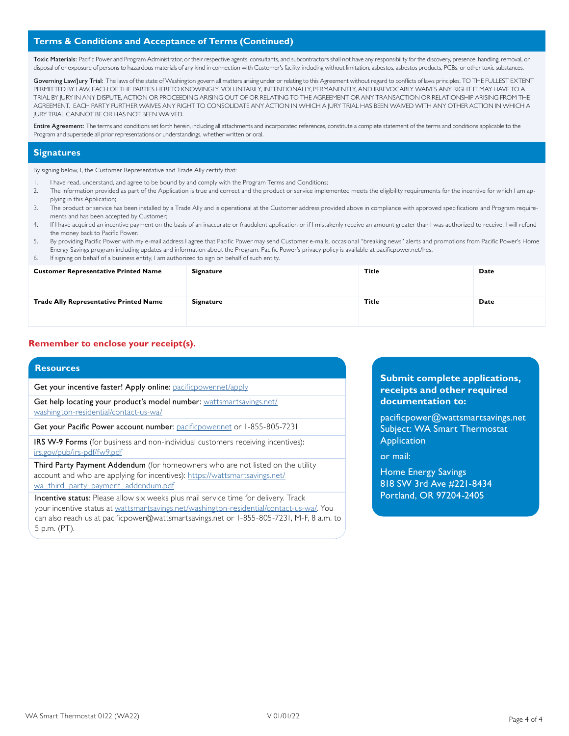## Terms & Conditions and Acceptance of Terms (Continued)

**Toxic Materials:** Pacific Power and Program Administrator, or their respective agents, consultants, and subcontractors shall not have any responsibility for the discovery, presence, handling, removal, or disposal of or exposure of persons to hazardous materials of any kind in connection with Customer's facility, including without limitation, asbestos, asbestos products, PCBs, or other toxic substances.

**Governing Law/Jury Trial:** The laws of the state of Washington govern all matters arising under or relating to this Agreement without regard to conflicts of laws principles. TO THE FULLEST EXTENT PERMITTED BY LAW, EACH OF THE PARTIES HERETO KNOWINGLY, VOLUNTARILY, INTENTIONALLY, PERMANENTLY, AND IRREVOCABLY WAIVES ANY RIGHT IT MAY HAVE TO A TRIAL BY JURY IN ANY DISPUTE, ACTION OR PROCEEDING ARISING OUT OF OR RELATING TO THE AGREEMENT OR ANY TRANSACTION OR RELATIONSHIP ARISING FROM THE AGREEMENT. EACH PARTY FURTHER WAIVES ANY RIGHT TO CONSOLIDATE ANY ACTION IN WHICH A JURY TRIAL HAS BEEN WAIVED WITH ANY OTHER ACTION IN WHICH A JURY TRIAL CANNOT BE OR HAS NOT BEEN WAIVED.

**Entire Agreement:** The terms and conditions set forth herein, including all attachments and incorporated references, constitute a complete statement of the terms and conditions applicable to the Program and supersede all prior representations or understandings, whether written or oral.

## Signatures

By signing below, I, the Customer Representative and Trade Ally certify that:

1. I have read, understand, and agree to be bound by and comply with the Program Terms and Conditions;
2. The information provided as part of the Application is true and correct and the product or service implemented meets the eligibility requirements for the incentive for which I am applying in this Application;
3. The product or service has been installed by a Trade Ally and is operational at the Customer address provided above in compliance with approved specifications and Program requirements and has been accepted by Customer;
4. If I have acquired an incentive payment on the basis of an inaccurate or fraudulent application or if I mistakenly receive an amount greater than I was authorized to receive, I will refund the money back to Pacific Power.
5. By providing Pacific Power with my e-mail address I agree that Pacific Power may send Customer e-mails, occasional "breaking news" alerts and promotions from Pacific Power's Home Energy Savings program including updates and information about the Program. Pacific Power's privacy policy is available at pacificpower.net/hes.
6. If signing on behalf of a business entity, I am authorized to sign on behalf of such entity.

| | | | |
|---|---|---|---|
| **Customer Representative Printed Name** | **Signature** | **Title** | **Date** |
| **Trade Ally Representative Printed Name** | **Signature** | **Title** | **Date** |

**Remember to enclose your receipt(s).**

## Resources

Get your incentive faster! Apply online: pacificpower.net/apply

Get help locating your product's model number: wattsmartsavings.net/washington-residential/contact-us-wa/

Get your Pacific Power account number: pacificpower.net or 1-855-805-7231

IRS W-9 Forms (for business and non-individual customers receiving incentives): irs.gov/pub/irs-pdf/fw9.pdf

Third Party Payment Addendum (for homeowners who are not listed on the utility account and who are applying for incentives): https://wattsmartsavings.net/wa_third_party_payment_addendum.pdf

Incentive status: Please allow six weeks plus mail service time for delivery. Track your incentive status at wattsmartsavings.net/washington-residential/contact-us-wa/. You can also reach us at pacificpower@wattsmartsavings.net or 1-855-805-7231, M-F, 8 a.m. to 5 p.m. (PT).

**Submit complete applications, receipts and other required documentation to:**

pacificpower@wattsmartsavings.net
Subject: WA Smart Thermostat Application

or mail:

Home Energy Savings
818 SW 3rd Ave #221-8434
Portland, OR 97204-2405

WA Smart Thermostat 0122 (WA22) V 01/01/22